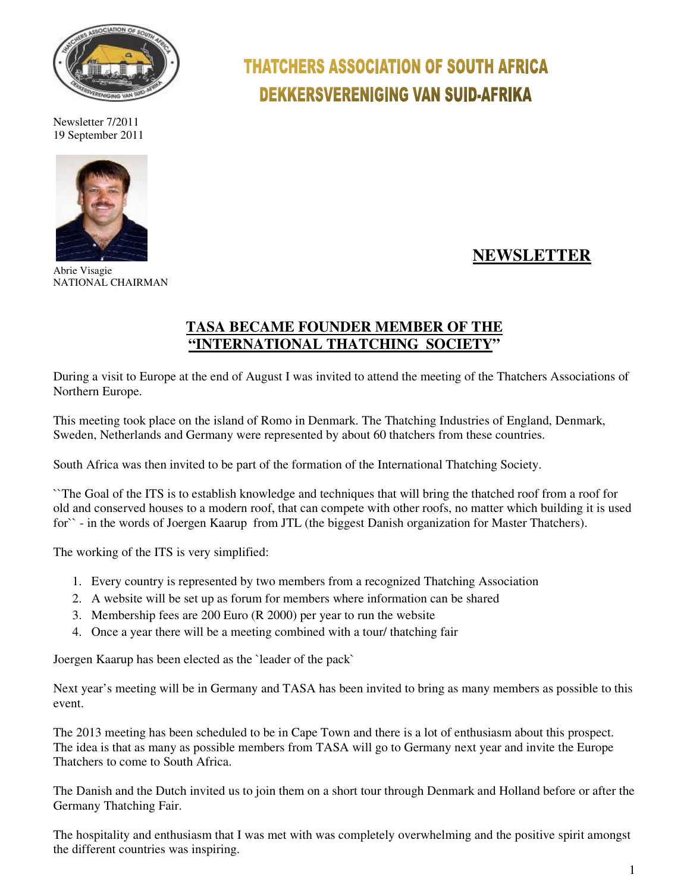# THATCHERS ASSOCIATION OF SOUTH AFRICA
# DEKKERSVERENIGING VAN SUID-AFRIKA

Newsletter 7/2011
19 September 2011

Abrie Visagie
NATIONAL CHAIRMAN

## NEWSLETTER

## TASA BECAME FOUNDER MEMBER OF THE "INTERNATIONAL THATCHING SOCIETY"

During a visit to Europe at the end of August I was invited to attend the meeting of the Thatchers Associations of Northern Europe.

This meeting took place on the island of Romo in Denmark. The Thatching Industries of England, Denmark, Sweden, Netherlands and Germany were represented by about 60 thatchers from these countries.

South Africa was then invited to be part of the formation of the International Thatching Society.

``The Goal of the ITS is to establish knowledge and techniques that will bring the thatched roof from a roof for old and conserved houses to a modern roof, that can compete with other roofs, no matter which building it is used for`` - in the words of Joergen Kaarup from JTL (the biggest Danish organization for Master Thatchers).

The working of the ITS is very simplified:

1. Every country is represented by two members from a recognized Thatching Association
2. A website will be set up as forum for members where information can be shared
3. Membership fees are 200 Euro (R 2000) per year to run the website
4. Once a year there will be a meeting combined with a tour/ thatching fair

Joergen Kaarup has been elected as the `leader of the pack`

Next year's meeting will be in Germany and TASA has been invited to bring as many members as possible to this event.

The 2013 meeting has been scheduled to be in Cape Town and there is a lot of enthusiasm about this prospect. The idea is that as many as possible members from TASA will go to Germany next year and invite the Europe Thatchers to come to South Africa.

The Danish and the Dutch invited us to join them on a short tour through Denmark and Holland before or after the Germany Thatching Fair.

The hospitality and enthusiasm that I was met with was completely overwhelming and the positive spirit amongst the different countries was inspiring.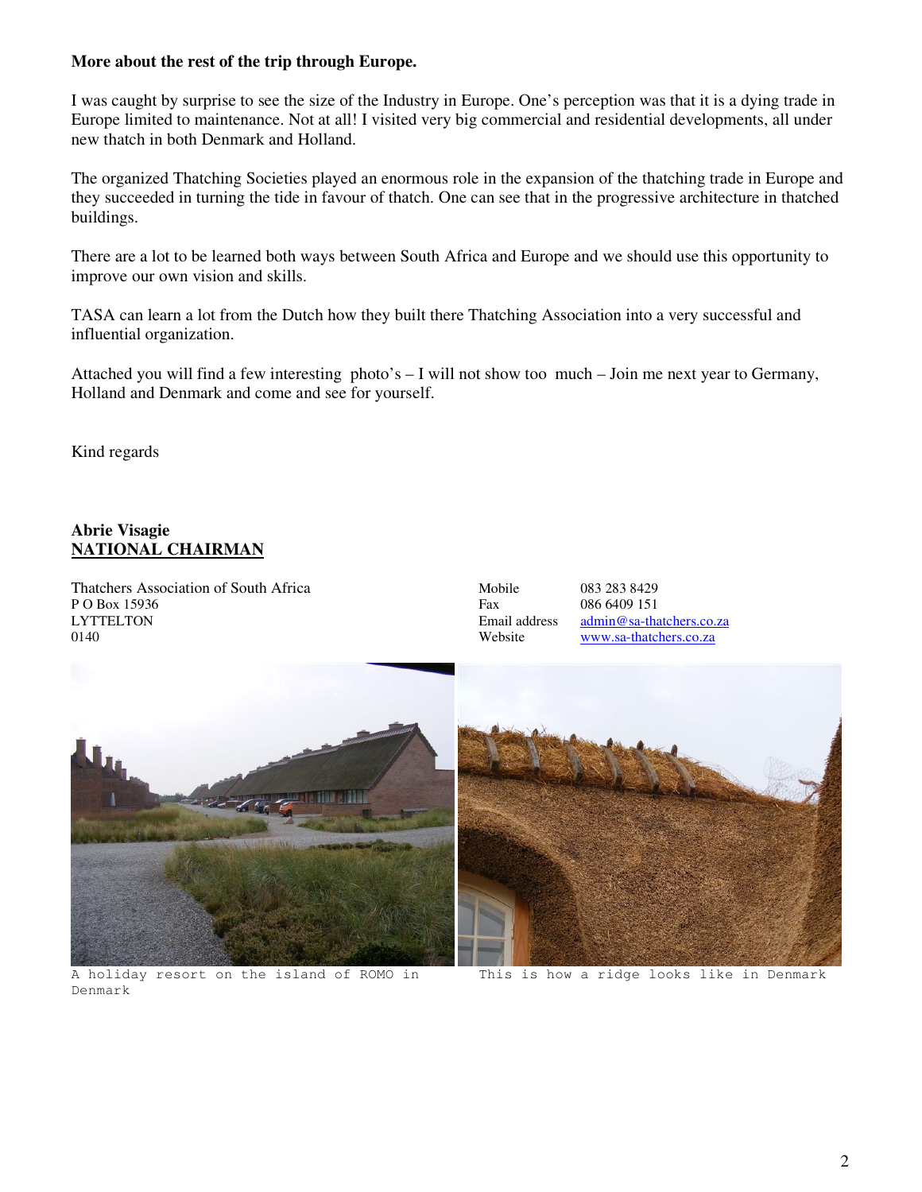**More about the rest of the trip through Europe.**

I was caught by surprise to see the size of the Industry in Europe. One's perception was that it is a dying trade in Europe limited to maintenance. Not at all! I visited very big commercial and residential developments, all under new thatch in both Denmark and Holland.

The organized Thatching Societies played an enormous role in the expansion of the thatching trade in Europe and they succeeded in turning the tide in favour of thatch. One can see that in the progressive architecture in thatched buildings.

There are a lot to be learned both ways between South Africa and Europe and we should use this opportunity to improve our own vision and skills.

TASA can learn a lot from the Dutch how they built there Thatching Association into a very successful and influential organization.

Attached you will find a few interesting photo's – I will not show too much – Join me next year to Germany, Holland and Denmark and come and see for yourself.

Kind regards

**Abrie Visagie**
**NATIONAL CHAIRMAN**

Thatchers Association of South Africa
P O Box 15936
LYTTELTON
0140

Mobile 083 283 8429
Fax 086 6409 151
Email address admin@sa-thatchers.co.za
Website www.sa-thatchers.co.za

A holiday resort on the island of ROMO in Denmark

This is how a ridge looks like in Denmark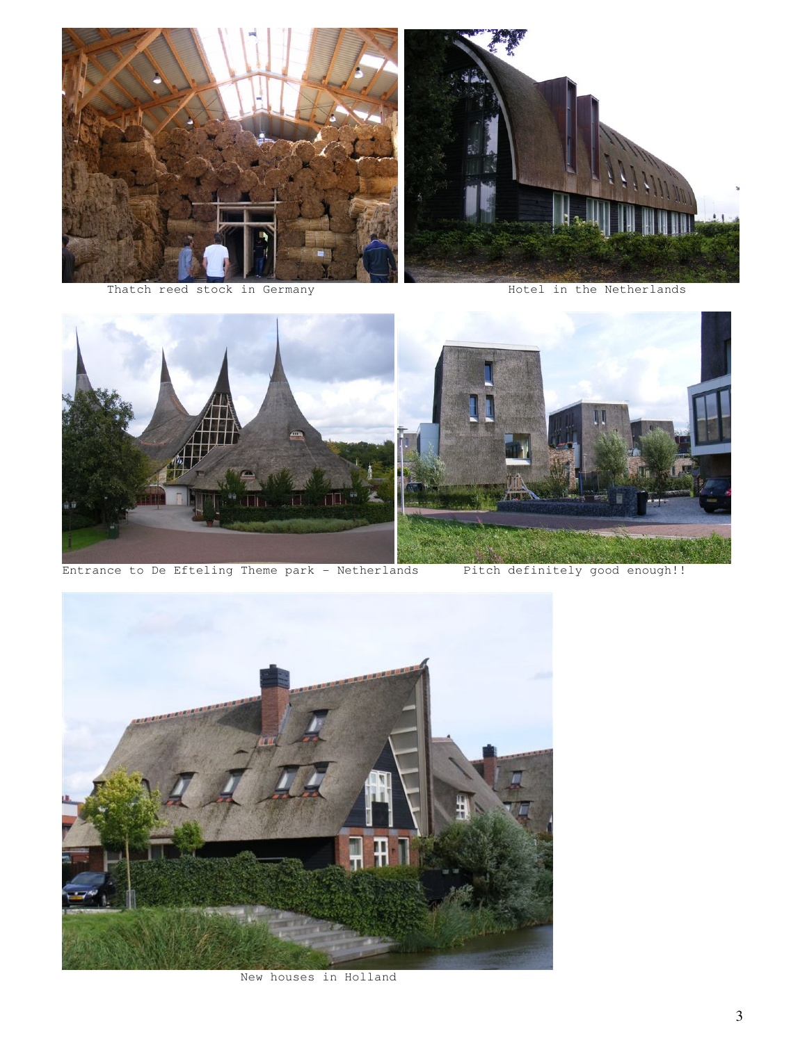Thatch reed stock in Germany

Hotel in the Netherlands

Entrance to De Efteling Theme park - Netherlands

Pitch definitely good enough!!

New houses in Holland